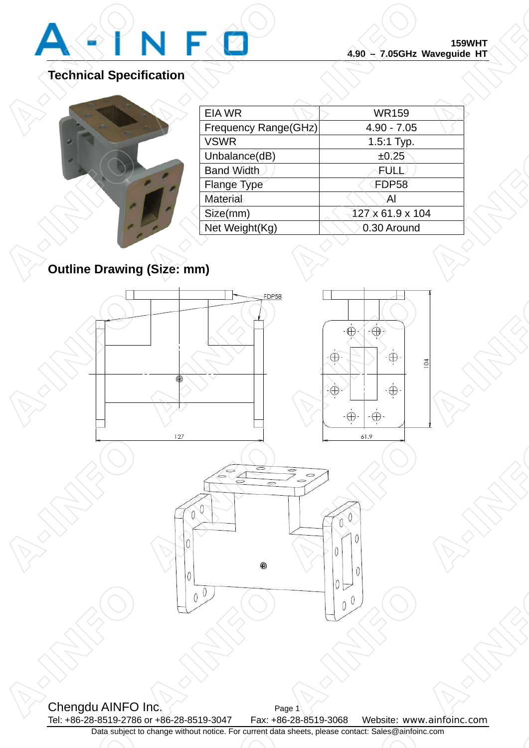159WHT
4.90 – 7.05GHz Waveguide HT

## Technical Specification

| EIA WR | WR159 |
|---|---|
| Frequency Range(GHz) | 4.90 - 7.05 |
| VSWR | 1.5:1 Typ. |
| Unbalance(dB) | ±0.25 |
| Band Width | FULL |
| Flange Type | FDP58 |
| Material | Al |
| Size(mm) | 127 x 61.9 x 104 |
| Net Weight(Kg) | 0.30 Around |

## Outline Drawing (Size: mm)

FDP58

127

61.9

104

Chengdu AINFO Inc.

Tel: +86-28-8519-2786 or +86-28-8519-3047 Fax: +86-28-8519-3068 Website: www.ainfoinc.com

Data subject to change without notice. For current data sheets, please contact: Sales@ainfoinc.com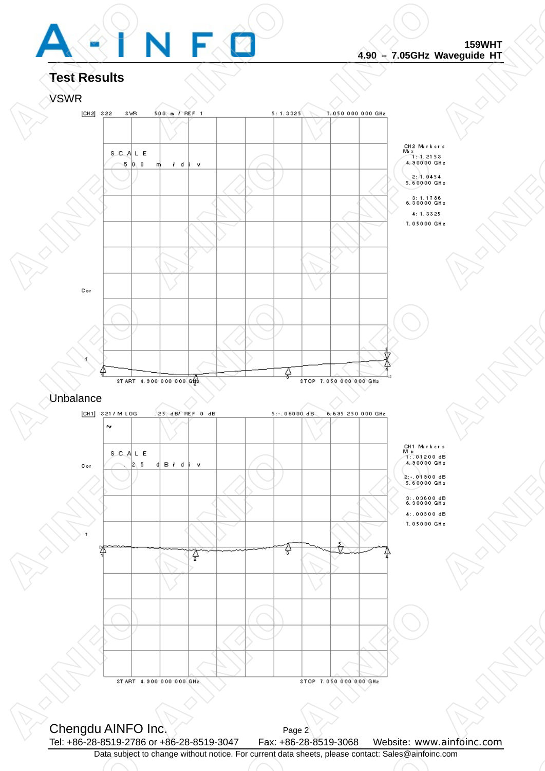## Test Results

### VSWR

CH2 S22 SWR 500 m / REF 1 5: 1.3325 7.050 000 000 GHz

SCALE
500 m / div

CH2 Markers
Max
1: 1.2153
4.90000 GHz
2: 1.0454
5.60000 GHz
3: 1.1786
6.30000 GHz
4: 1.3325
7.05000 GHz

Cor

START 4.900 000 000 GHz STOP 7.050 000 000 GHz

### Unbalance

CH1 S21 / M LOG .25 dB/ REF 0 dB 5:-.06000 dB 6.695 250 000 GHz

SCALE
.25 dB / div

CH1 Markers
Min
1:.01200 dB
4.90000 GHz
2:-.01300 dB
5.60000 GHz
3:.03600 dB
6.30000 GHz
4:.00300 dB
7.05000 GHz

Cor

START 4.900 000 000 GHz STOP 7.050 000 000 GHz

Chengdu AINFO Inc.

Tel: +86-28-8519-2786 or +86-28-8519-3047 Fax: +86-28-8519-3068 Website: www.ainfoinc.com

Data subject to change without notice. For current data sheets, please contact: Sales@ainfoinc.com